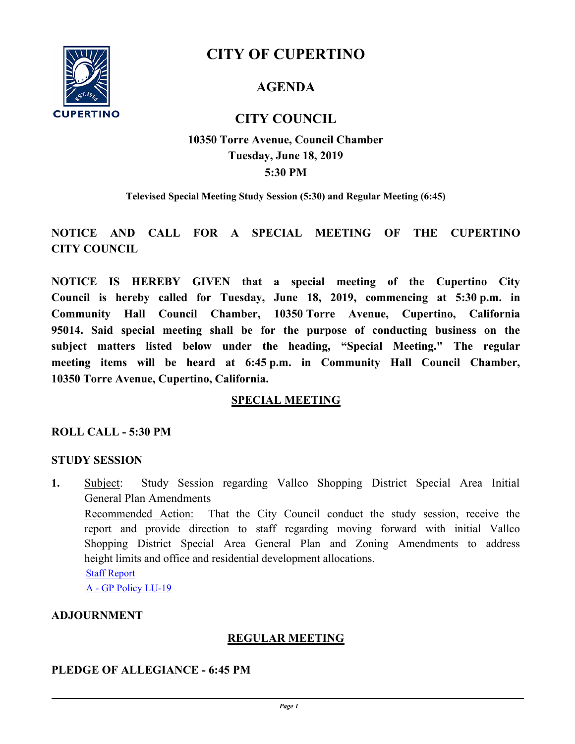# CITY OF CUPERTINO

## AGENDA

## CITY COUNCIL

**10350 Torre Avenue, Council Chamber**
**Tuesday, June 18, 2019**
**5:30 PM**

**Televised Special Meeting Study Session (5:30) and Regular Meeting (6:45)**

**NOTICE AND CALL FOR A SPECIAL MEETING OF THE CUPERTINO CITY COUNCIL**

**NOTICE IS HEREBY GIVEN that a special meeting of the Cupertino City Council is hereby called for Tuesday, June 18, 2019, commencing at 5:30 p.m. in Community Hall Council Chamber, 10350 Torre Avenue, Cupertino, California 95014. Said special meeting shall be for the purpose of conducting business on the subject matters listed below under the heading, "Special Meeting." The regular meeting items will be heard at 6:45 p.m. in Community Hall Council Chamber, 10350 Torre Avenue, Cupertino, California.**

## SPECIAL MEETING

### ROLL CALL - 5:30 PM

### STUDY SESSION

**1.** Subject: Study Session regarding Vallco Shopping District Special Area Initial General Plan Amendments

Recommended Action: That the City Council conduct the study session, receive the report and provide direction to staff regarding moving forward with initial Vallco Shopping District Special Area General Plan and Zoning Amendments to address height limits and office and residential development allocations.

Staff Report

A - GP Policy LU-19

### ADJOURNMENT

## REGULAR MEETING

### PLEDGE OF ALLEGIANCE - 6:45 PM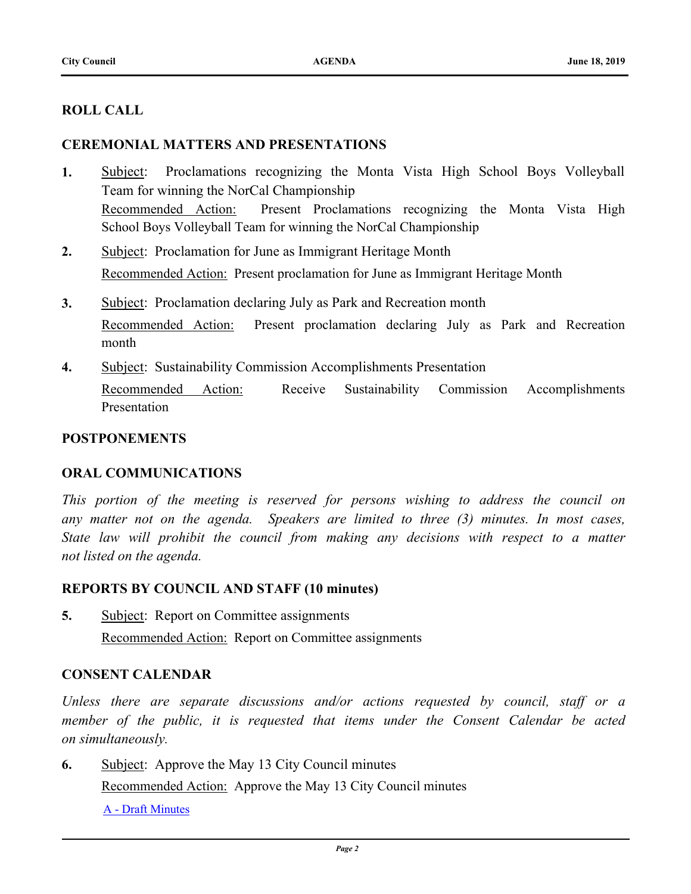## ROLL CALL

## CEREMONIAL MATTERS AND PRESENTATIONS

**1.** Subject: Proclamations recognizing the Monta Vista High School Boys Volleyball Team for winning the NorCal Championship

Recommended Action: Present Proclamations recognizing the Monta Vista High School Boys Volleyball Team for winning the NorCal Championship

**2.** Subject: Proclamation for June as Immigrant Heritage Month

Recommended Action: Present proclamation for June as Immigrant Heritage Month

**3.** Subject: Proclamation declaring July as Park and Recreation month

Recommended Action: Present proclamation declaring July as Park and Recreation month

**4.** Subject: Sustainability Commission Accomplishments Presentation

Recommended Action: Receive Sustainability Commission Accomplishments Presentation

## POSTPONEMENTS

## ORAL COMMUNICATIONS

*This portion of the meeting is reserved for persons wishing to address the council on any matter not on the agenda. Speakers are limited to three (3) minutes. In most cases, State law will prohibit the council from making any decisions with respect to a matter not listed on the agenda.*

## REPORTS BY COUNCIL AND STAFF (10 minutes)

**5.** Subject: Report on Committee assignments

Recommended Action: Report on Committee assignments

## CONSENT CALENDAR

*Unless there are separate discussions and/or actions requested by council, staff or a member of the public, it is requested that items under the Consent Calendar be acted on simultaneously.*

**6.** Subject: Approve the May 13 City Council minutes

Recommended Action: Approve the May 13 City Council minutes

A - Draft Minutes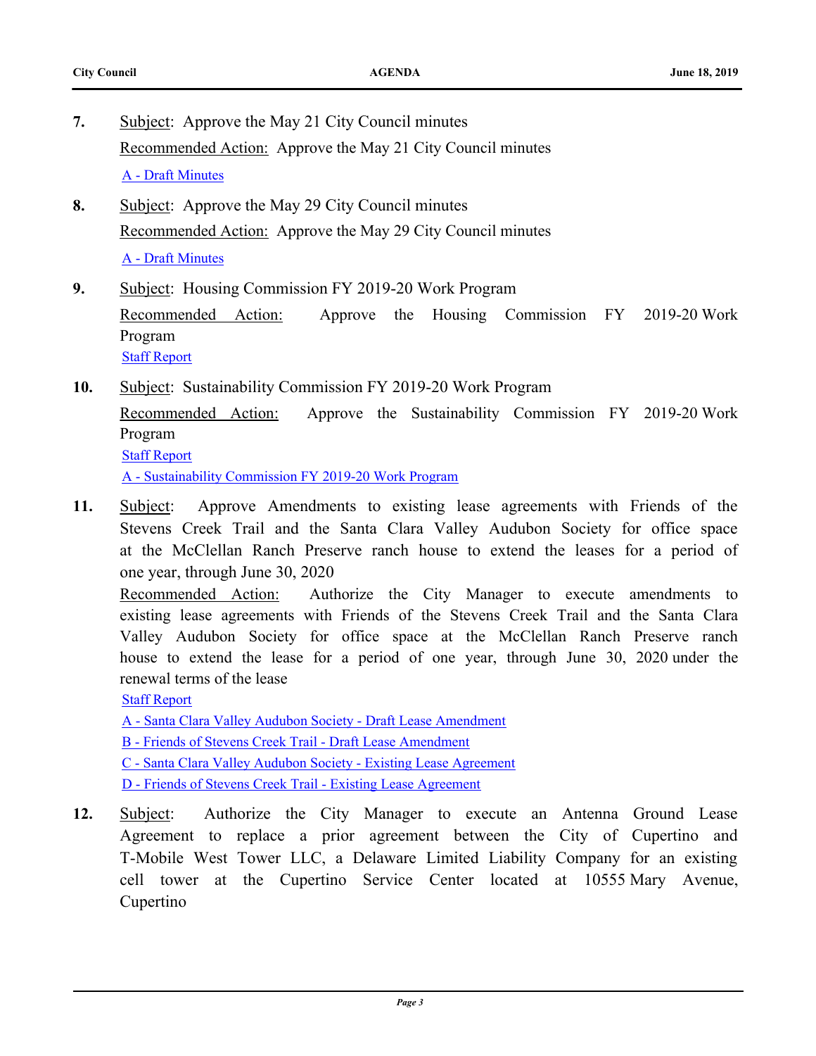**7.** Subject: Approve the May 21 City Council minutes

Recommended Action: Approve the May 21 City Council minutes

A - Draft Minutes

**8.** Subject: Approve the May 29 City Council minutes

Recommended Action: Approve the May 29 City Council minutes

A - Draft Minutes

**9.** Subject: Housing Commission FY 2019-20 Work Program

Recommended Action: Approve the Housing Commission FY 2019-20 Work Program

Staff Report

**10.** Subject: Sustainability Commission FY 2019-20 Work Program

Recommended Action: Approve the Sustainability Commission FY 2019-20 Work Program

Staff Report

A - Sustainability Commission FY 2019-20 Work Program

**11.** Subject: Approve Amendments to existing lease agreements with Friends of the Stevens Creek Trail and the Santa Clara Valley Audubon Society for office space at the McClellan Ranch Preserve ranch house to extend the leases for a period of one year, through June 30, 2020

Recommended Action: Authorize the City Manager to execute amendments to existing lease agreements with Friends of the Stevens Creek Trail and the Santa Clara Valley Audubon Society for office space at the McClellan Ranch Preserve ranch house to extend the lease for a period of one year, through June 30, 2020 under the renewal terms of the lease

Staff Report

A - Santa Clara Valley Audubon Society - Draft Lease Amendment

B - Friends of Stevens Creek Trail - Draft Lease Amendment

C - Santa Clara Valley Audubon Society - Existing Lease Agreement

D - Friends of Stevens Creek Trail - Existing Lease Agreement

**12.** Subject: Authorize the City Manager to execute an Antenna Ground Lease Agreement to replace a prior agreement between the City of Cupertino and T-Mobile West Tower LLC, a Delaware Limited Liability Company for an existing cell tower at the Cupertino Service Center located at 10555 Mary Avenue, Cupertino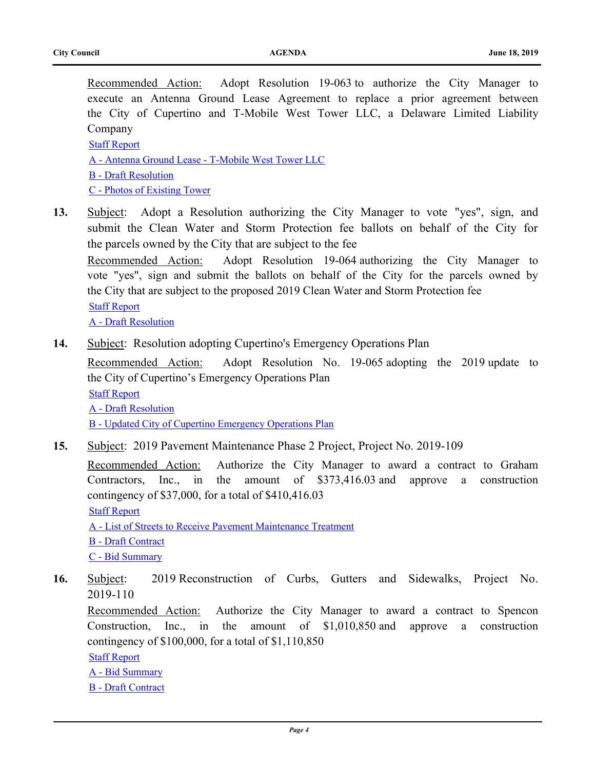Recommended Action: Adopt Resolution 19-063 to authorize the City Manager to execute an Antenna Ground Lease Agreement to replace a prior agreement between the City of Cupertino and T-Mobile West Tower LLC, a Delaware Limited Liability Company

Staff Report

A - Antenna Ground Lease - T-Mobile West Tower LLC

B - Draft Resolution

C - Photos of Existing Tower

**13.** Subject: Adopt a Resolution authorizing the City Manager to vote "yes", sign, and submit the Clean Water and Storm Protection fee ballots on behalf of the City for the parcels owned by the City that are subject to the fee

Recommended Action: Adopt Resolution 19-064 authorizing the City Manager to vote "yes", sign and submit the ballots on behalf of the City for the parcels owned by the City that are subject to the proposed 2019 Clean Water and Storm Protection fee

Staff Report

A - Draft Resolution

**14.** Subject: Resolution adopting Cupertino's Emergency Operations Plan

Recommended Action: Adopt Resolution No. 19-065 adopting the 2019 update to the City of Cupertino's Emergency Operations Plan

Staff Report

A - Draft Resolution

B - Updated City of Cupertino Emergency Operations Plan

**15.** Subject: 2019 Pavement Maintenance Phase 2 Project, Project No. 2019-109

Recommended Action: Authorize the City Manager to award a contract to Graham Contractors, Inc., in the amount of $373,416.03 and approve a construction contingency of $37,000, for a total of $410,416.03

Staff Report

A - List of Streets to Receive Pavement Maintenance Treatment

B - Draft Contract

C - Bid Summary

**16.** Subject: 2019 Reconstruction of Curbs, Gutters and Sidewalks, Project No. 2019-110

Recommended Action: Authorize the City Manager to award a contract to Spencon Construction, Inc., in the amount of $1,010,850 and approve a construction contingency of $100,000, for a total of $1,110,850

Staff Report

A - Bid Summary

B - Draft Contract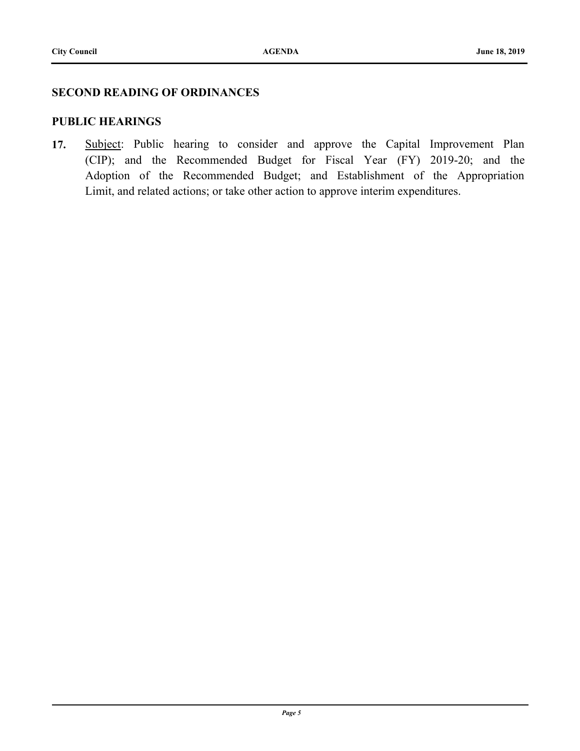## SECOND READING OF ORDINANCES

## PUBLIC HEARINGS

**17.** Subject: Public hearing to consider and approve the Capital Improvement Plan (CIP); and the Recommended Budget for Fiscal Year (FY) 2019-20; and the Adoption of the Recommended Budget; and Establishment of the Appropriation Limit, and related actions; or take other action to approve interim expenditures.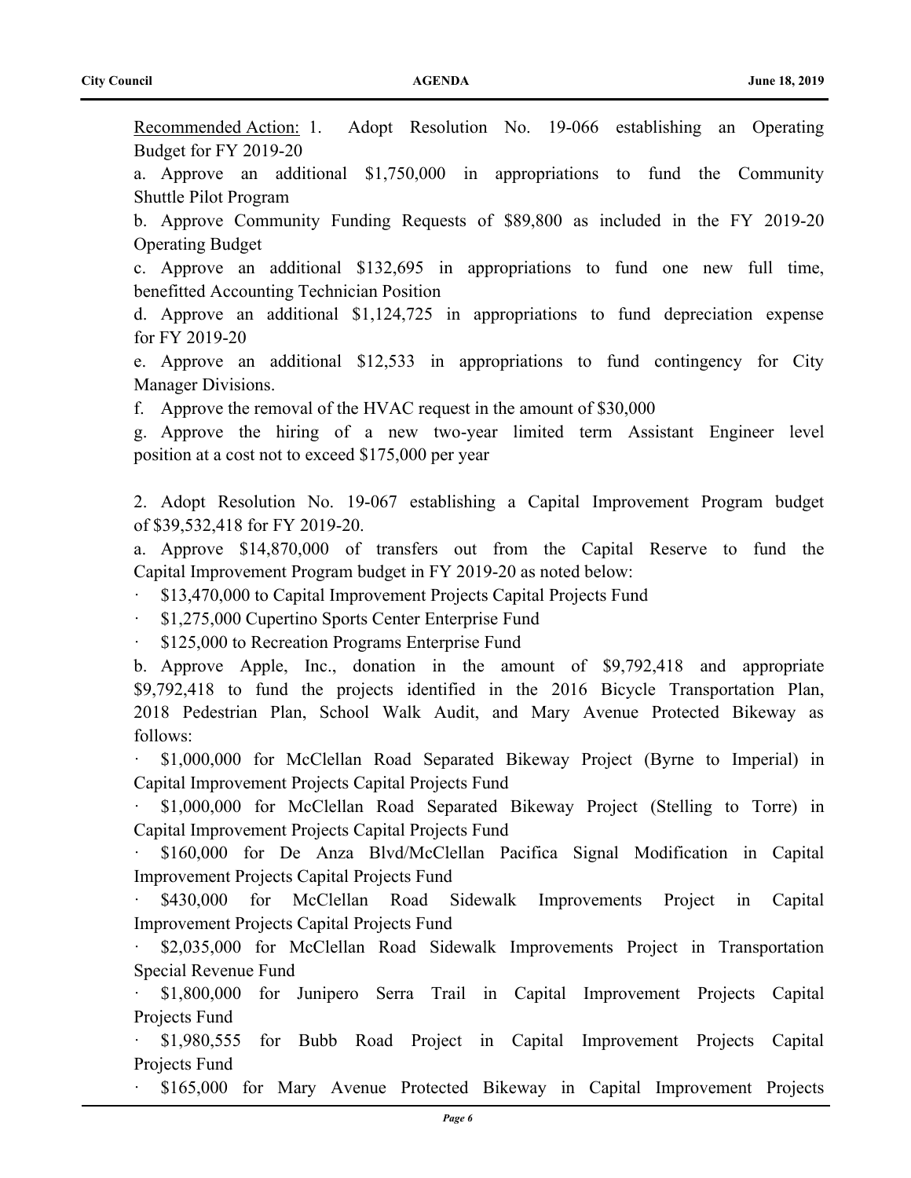Recommended Action: 1. Adopt Resolution No. 19-066 establishing an Operating Budget for FY 2019-20

a. Approve an additional $1,750,000 in appropriations to fund the Community Shuttle Pilot Program

b. Approve Community Funding Requests of $89,800 as included in the FY 2019-20 Operating Budget

c. Approve an additional $132,695 in appropriations to fund one new full time, benefitted Accounting Technician Position

d. Approve an additional $1,124,725 in appropriations to fund depreciation expense for FY 2019-20

e. Approve an additional $12,533 in appropriations to fund contingency for City Manager Divisions.

f. Approve the removal of the HVAC request in the amount of $30,000

g. Approve the hiring of a new two-year limited term Assistant Engineer level position at a cost not to exceed $175,000 per year

2. Adopt Resolution No. 19-067 establishing a Capital Improvement Program budget of $39,532,418 for FY 2019-20.

a. Approve $14,870,000 of transfers out from the Capital Reserve to fund the Capital Improvement Program budget in FY 2019-20 as noted below:

· $13,470,000 to Capital Improvement Projects Capital Projects Fund

· $1,275,000 Cupertino Sports Center Enterprise Fund

· $125,000 to Recreation Programs Enterprise Fund

b. Approve Apple, Inc., donation in the amount of $9,792,418 and appropriate $9,792,418 to fund the projects identified in the 2016 Bicycle Transportation Plan, 2018 Pedestrian Plan, School Walk Audit, and Mary Avenue Protected Bikeway as follows:

· $1,000,000 for McClellan Road Separated Bikeway Project (Byrne to Imperial) in Capital Improvement Projects Capital Projects Fund

· $1,000,000 for McClellan Road Separated Bikeway Project (Stelling to Torre) in Capital Improvement Projects Capital Projects Fund

· $160,000 for De Anza Blvd/McClellan Pacifica Signal Modification in Capital Improvement Projects Capital Projects Fund

· $430,000 for McClellan Road Sidewalk Improvements Project in Capital Improvement Projects Capital Projects Fund

· $2,035,000 for McClellan Road Sidewalk Improvements Project in Transportation Special Revenue Fund

· $1,800,000 for Junipero Serra Trail in Capital Improvement Projects Capital Projects Fund

· $1,980,555 for Bubb Road Project in Capital Improvement Projects Capital Projects Fund

· $165,000 for Mary Avenue Protected Bikeway in Capital Improvement Projects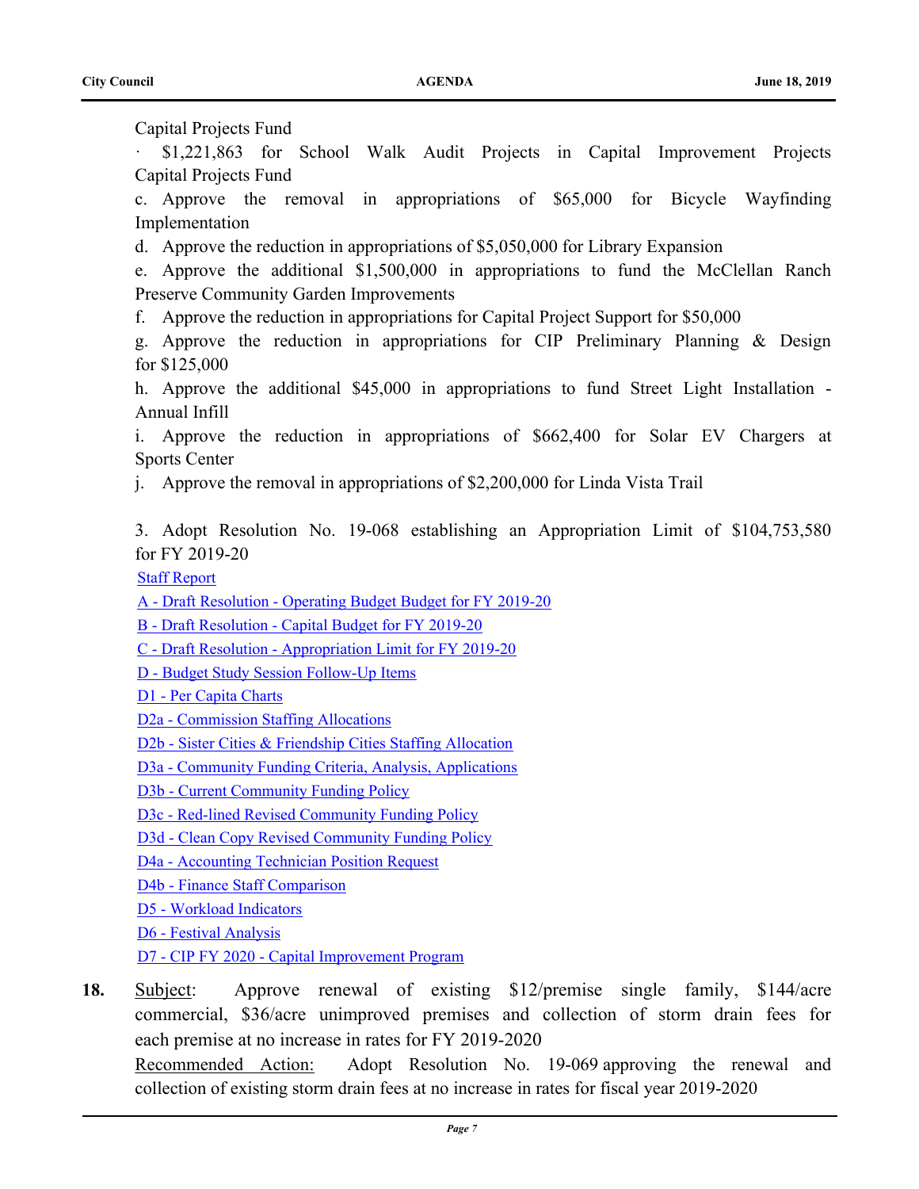Capital Projects Fund

· $1,221,863 for School Walk Audit Projects in Capital Improvement Projects Capital Projects Fund

c. Approve the removal in appropriations of $65,000 for Bicycle Wayfinding Implementation

d. Approve the reduction in appropriations of $5,050,000 for Library Expansion

e. Approve the additional $1,500,000 in appropriations to fund the McClellan Ranch Preserve Community Garden Improvements

f. Approve the reduction in appropriations for Capital Project Support for $50,000

g. Approve the reduction in appropriations for CIP Preliminary Planning & Design for $125,000

h. Approve the additional $45,000 in appropriations to fund Street Light Installation - Annual Infill

i. Approve the reduction in appropriations of $662,400 for Solar EV Chargers at Sports Center

j. Approve the removal in appropriations of $2,200,000 for Linda Vista Trail

3. Adopt Resolution No. 19-068 establishing an Appropriation Limit of $104,753,580 for FY 2019-20

Staff Report

A - Draft Resolution - Operating Budget Budget for FY 2019-20

B - Draft Resolution - Capital Budget for FY 2019-20

C - Draft Resolution - Appropriation Limit for FY 2019-20

D - Budget Study Session Follow-Up Items

D1 - Per Capita Charts

D2a - Commission Staffing Allocations

D2b - Sister Cities & Friendship Cities Staffing Allocation

D3a - Community Funding Criteria, Analysis, Applications

D3b - Current Community Funding Policy

D3c - Red-lined Revised Community Funding Policy

D3d - Clean Copy Revised Community Funding Policy

D4a - Accounting Technician Position Request

D4b - Finance Staff Comparison

D5 - Workload Indicators

D6 - Festival Analysis

D7 - CIP FY 2020 - Capital Improvement Program

**18.** Subject: Approve renewal of existing $12/premise single family, $144/acre commercial, $36/acre unimproved premises and collection of storm drain fees for each premise at no increase in rates for FY 2019-2020

Recommended Action: Adopt Resolution No. 19-069 approving the renewal and collection of existing storm drain fees at no increase in rates for fiscal year 2019-2020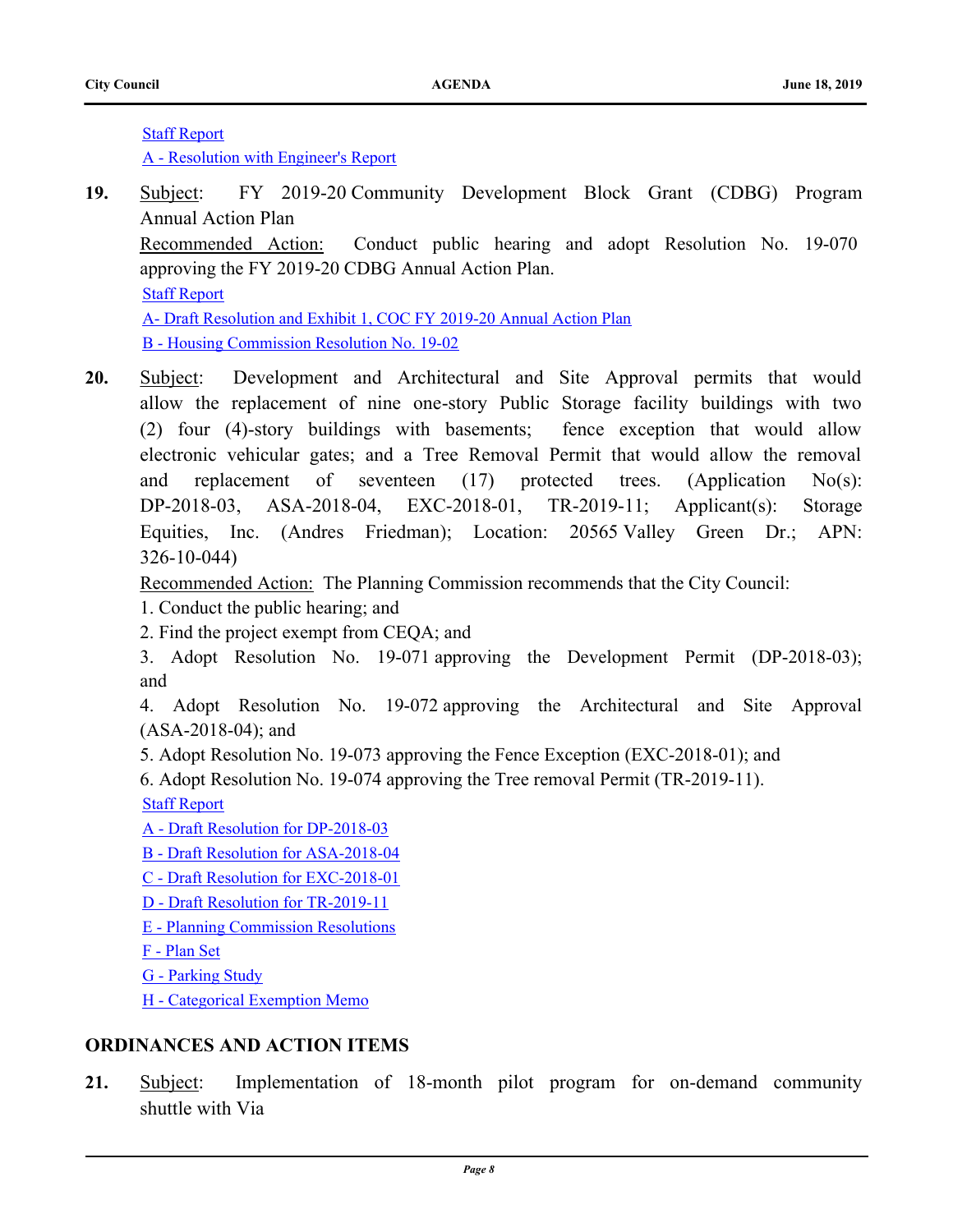Staff Report

A - Resolution with Engineer's Report

**19.** Subject: FY 2019-20 Community Development Block Grant (CDBG) Program Annual Action Plan

Recommended Action: Conduct public hearing and adopt Resolution No. 19-070 approving the FY 2019-20 CDBG Annual Action Plan.

Staff Report

A- Draft Resolution and Exhibit 1, COC FY 2019-20 Annual Action Plan

B - Housing Commission Resolution No. 19-02

**20.** Subject: Development and Architectural and Site Approval permits that would allow the replacement of nine one-story Public Storage facility buildings with two (2) four (4)-story buildings with basements; fence exception that would allow electronic vehicular gates; and a Tree Removal Permit that would allow the removal and replacement of seventeen (17) protected trees. (Application No(s): DP-2018-03, ASA-2018-04, EXC-2018-01, TR-2019-11; Applicant(s): Storage Equities, Inc. (Andres Friedman); Location: 20565 Valley Green Dr.; APN: 326-10-044)

Recommended Action: The Planning Commission recommends that the City Council:

1. Conduct the public hearing; and
2. Find the project exempt from CEQA; and
3. Adopt Resolution No. 19-071 approving the Development Permit (DP-2018-03); and
4. Adopt Resolution No. 19-072 approving the Architectural and Site Approval (ASA-2018-04); and
5. Adopt Resolution No. 19-073 approving the Fence Exception (EXC-2018-01); and
6. Adopt Resolution No. 19-074 approving the Tree removal Permit (TR-2019-11).

Staff Report

A - Draft Resolution for DP-2018-03

B - Draft Resolution for ASA-2018-04

C - Draft Resolution for EXC-2018-01

D - Draft Resolution for TR-2019-11

E - Planning Commission Resolutions

F - Plan Set

G - Parking Study

H - Categorical Exemption Memo

## ORDINANCES AND ACTION ITEMS

**21.** Subject: Implementation of 18-month pilot program for on-demand community shuttle with Via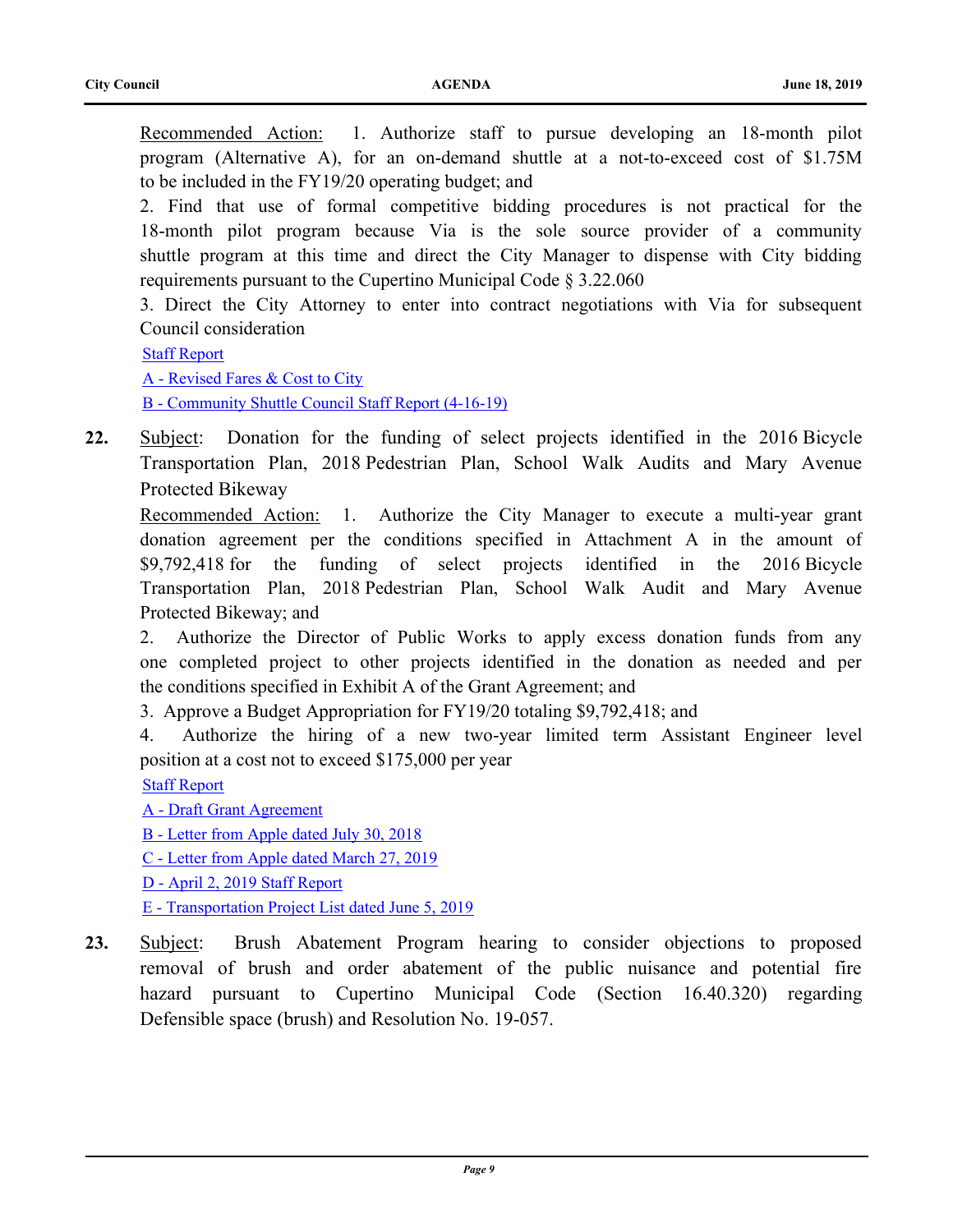Recommended Action: 1. Authorize staff to pursue developing an 18-month pilot program (Alternative A), for an on-demand shuttle at a not-to-exceed cost of $1.75M to be included in the FY19/20 operating budget; and

2. Find that use of formal competitive bidding procedures is not practical for the 18-month pilot program because Via is the sole source provider of a community shuttle program at this time and direct the City Manager to dispense with City bidding requirements pursuant to the Cupertino Municipal Code § 3.22.060

3. Direct the City Attorney to enter into contract negotiations with Via for subsequent Council consideration

Staff Report

A - Revised Fares & Cost to City

B - Community Shuttle Council Staff Report (4-16-19)

**22.** Subject: Donation for the funding of select projects identified in the 2016 Bicycle Transportation Plan, 2018 Pedestrian Plan, School Walk Audits and Mary Avenue Protected Bikeway

Recommended Action: 1. Authorize the City Manager to execute a multi-year grant donation agreement per the conditions specified in Attachment A in the amount of $9,792,418 for the funding of select projects identified in the 2016 Bicycle Transportation Plan, 2018 Pedestrian Plan, School Walk Audit and Mary Avenue Protected Bikeway; and

2. Authorize the Director of Public Works to apply excess donation funds from any one completed project to other projects identified in the donation as needed and per the conditions specified in Exhibit A of the Grant Agreement; and

3. Approve a Budget Appropriation for FY19/20 totaling $9,792,418; and

4. Authorize the hiring of a new two-year limited term Assistant Engineer level position at a cost not to exceed $175,000 per year

Staff Report

A - Draft Grant Agreement

B - Letter from Apple dated July 30, 2018

C - Letter from Apple dated March 27, 2019

D - April 2, 2019 Staff Report

E - Transportation Project List dated June 5, 2019

**23.** Subject: Brush Abatement Program hearing to consider objections to proposed removal of brush and order abatement of the public nuisance and potential fire hazard pursuant to Cupertino Municipal Code (Section 16.40.320) regarding Defensible space (brush) and Resolution No. 19-057.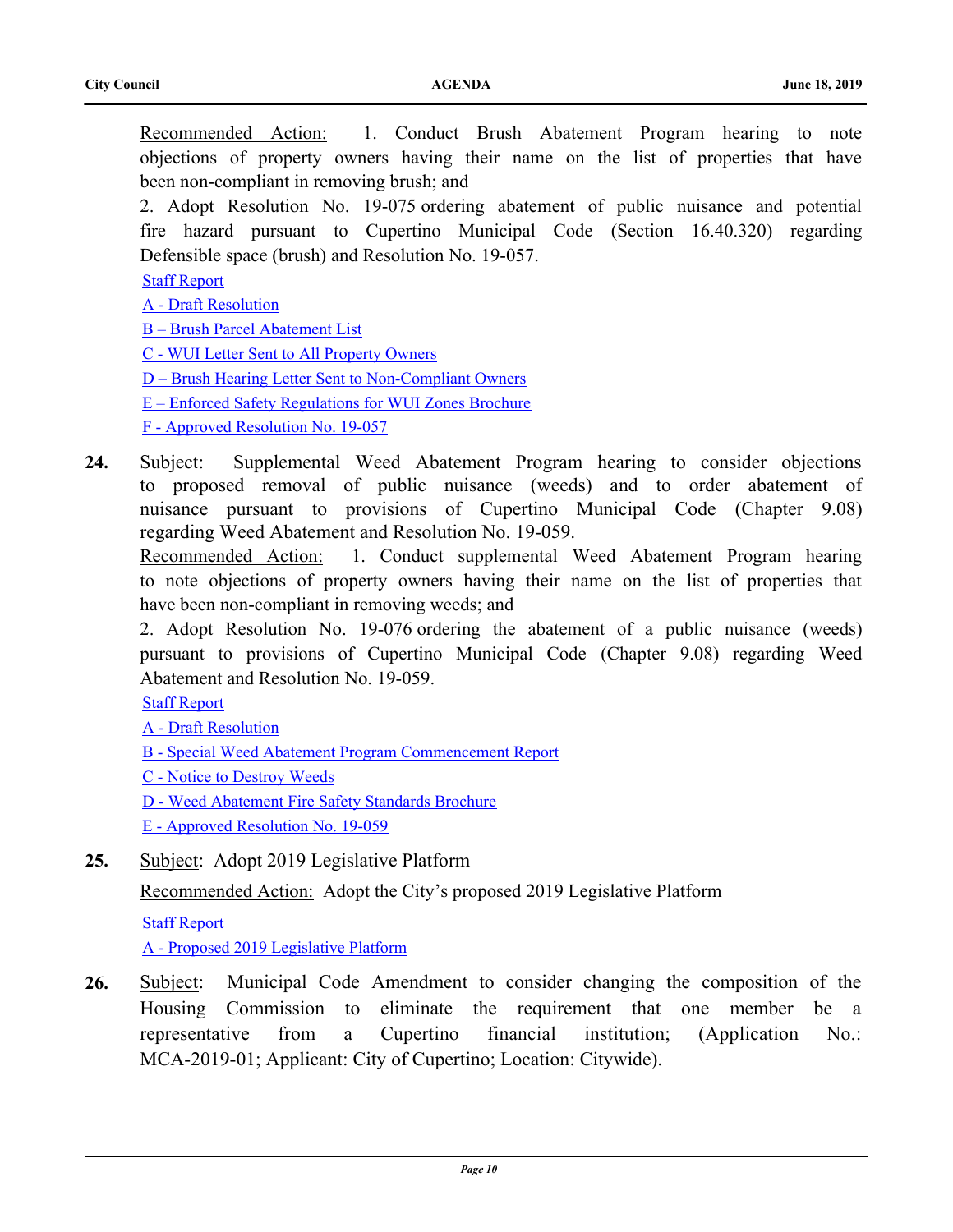Recommended Action: 1. Conduct Brush Abatement Program hearing to note objections of property owners having their name on the list of properties that have been non-compliant in removing brush; and

2. Adopt Resolution No. 19-075 ordering abatement of public nuisance and potential fire hazard pursuant to Cupertino Municipal Code (Section 16.40.320) regarding Defensible space (brush) and Resolution No. 19-057.

Staff Report

A - Draft Resolution

B – Brush Parcel Abatement List

C - WUI Letter Sent to All Property Owners

D – Brush Hearing Letter Sent to Non-Compliant Owners

E – Enforced Safety Regulations for WUI Zones Brochure

F - Approved Resolution No. 19-057

**24.** Subject: Supplemental Weed Abatement Program hearing to consider objections to proposed removal of public nuisance (weeds) and to order abatement of nuisance pursuant to provisions of Cupertino Municipal Code (Chapter 9.08) regarding Weed Abatement and Resolution No. 19-059.

Recommended Action: 1. Conduct supplemental Weed Abatement Program hearing to note objections of property owners having their name on the list of properties that have been non-compliant in removing weeds; and

2. Adopt Resolution No. 19-076 ordering the abatement of a public nuisance (weeds) pursuant to provisions of Cupertino Municipal Code (Chapter 9.08) regarding Weed Abatement and Resolution No. 19-059.

Staff Report

A - Draft Resolution

B - Special Weed Abatement Program Commencement Report

C - Notice to Destroy Weeds

D - Weed Abatement Fire Safety Standards Brochure

E - Approved Resolution No. 19-059

**25.** Subject: Adopt 2019 Legislative Platform

Recommended Action: Adopt the City's proposed 2019 Legislative Platform

Staff Report

A - Proposed 2019 Legislative Platform

**26.** Subject: Municipal Code Amendment to consider changing the composition of the Housing Commission to eliminate the requirement that one member be a representative from a Cupertino financial institution; (Application No.: MCA-2019-01; Applicant: City of Cupertino; Location: Citywide).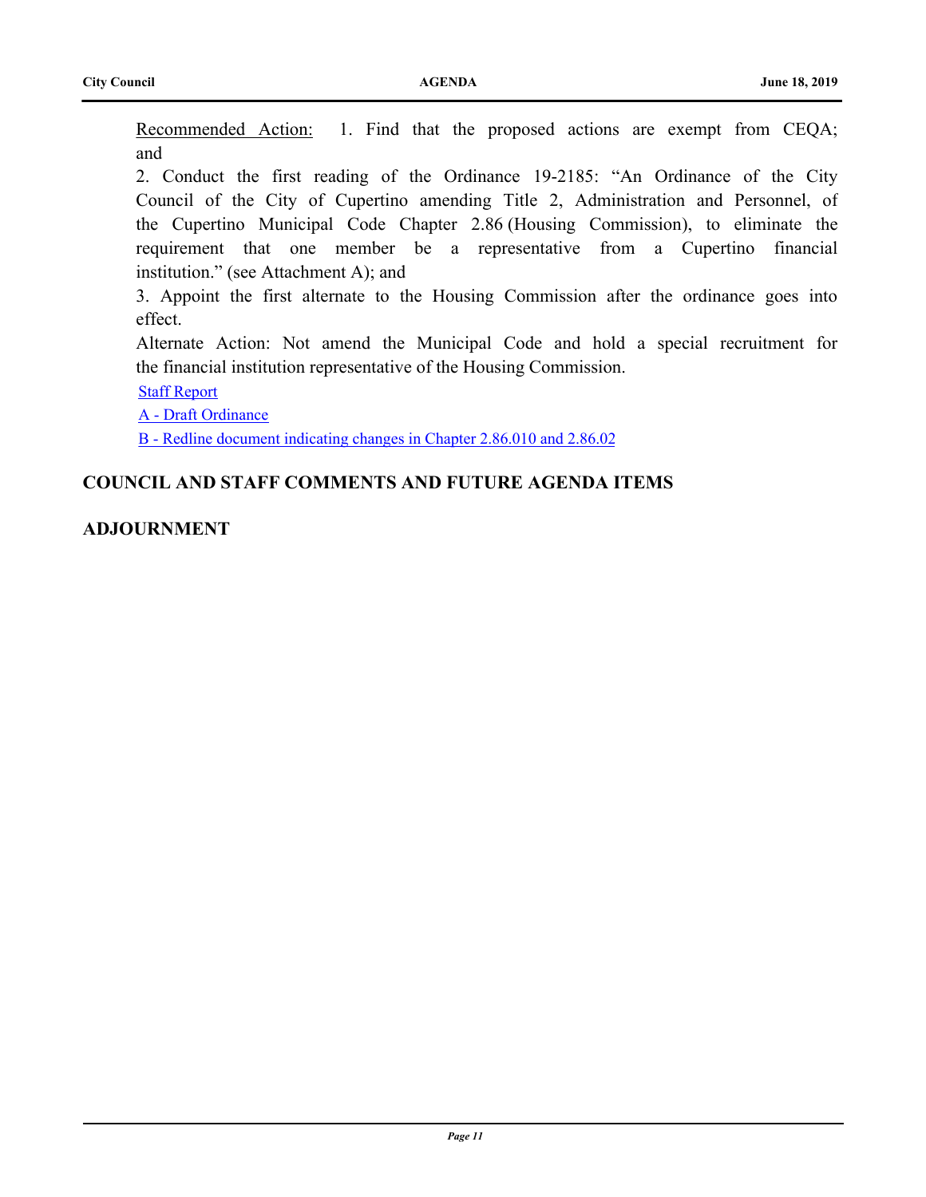Recommended Action: 1. Find that the proposed actions are exempt from CEQA; and

2. Conduct the first reading of the Ordinance 19-2185: "An Ordinance of the City Council of the City of Cupertino amending Title 2, Administration and Personnel, of the Cupertino Municipal Code Chapter 2.86 (Housing Commission), to eliminate the requirement that one member be a representative from a Cupertino financial institution." (see Attachment A); and

3. Appoint the first alternate to the Housing Commission after the ordinance goes into effect.

Alternate Action: Not amend the Municipal Code and hold a special recruitment for the financial institution representative of the Housing Commission.

Staff Report

A - Draft Ordinance

B - Redline document indicating changes in Chapter 2.86.010 and 2.86.02

## COUNCIL AND STAFF COMMENTS AND FUTURE AGENDA ITEMS

## ADJOURNMENT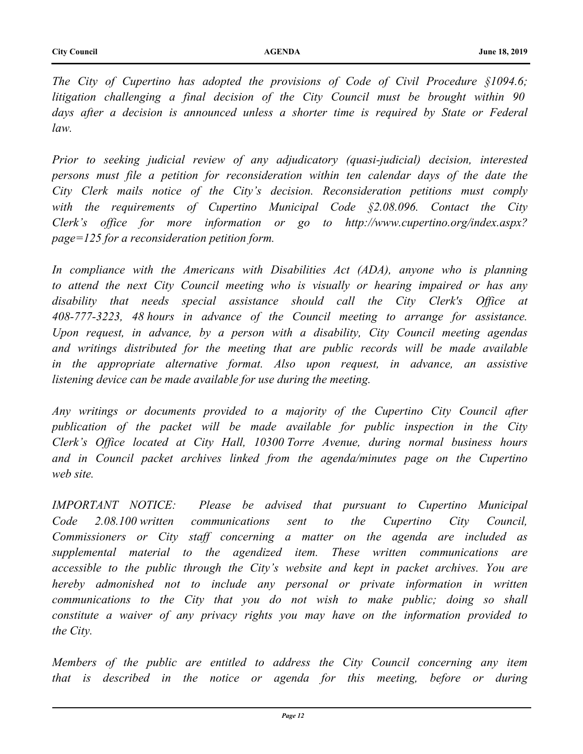*The City of Cupertino has adopted the provisions of Code of Civil Procedure §1094.6; litigation challenging a final decision of the City Council must be brought within 90 days after a decision is announced unless a shorter time is required by State or Federal law.*

*Prior to seeking judicial review of any adjudicatory (quasi-judicial) decision, interested persons must file a petition for reconsideration within ten calendar days of the date the City Clerk mails notice of the City's decision. Reconsideration petitions must comply with the requirements of Cupertino Municipal Code §2.08.096. Contact the City Clerk's office for more information or go to http://www.cupertino.org/index.aspx?page=125 for a reconsideration petition form.*

*In compliance with the Americans with Disabilities Act (ADA), anyone who is planning to attend the next City Council meeting who is visually or hearing impaired or has any disability that needs special assistance should call the City Clerk's Office at 408-777-3223, 48 hours in advance of the Council meeting to arrange for assistance. Upon request, in advance, by a person with a disability, City Council meeting agendas and writings distributed for the meeting that are public records will be made available in the appropriate alternative format. Also upon request, in advance, an assistive listening device can be made available for use during the meeting.*

*Any writings or documents provided to a majority of the Cupertino City Council after publication of the packet will be made available for public inspection in the City Clerk's Office located at City Hall, 10300 Torre Avenue, during normal business hours and in Council packet archives linked from the agenda/minutes page on the Cupertino web site.*

*IMPORTANT NOTICE: Please be advised that pursuant to Cupertino Municipal Code 2.08.100 written communications sent to the Cupertino City Council, Commissioners or City staff concerning a matter on the agenda are included as supplemental material to the agendized item. These written communications are accessible to the public through the City's website and kept in packet archives. You are hereby admonished not to include any personal or private information in written communications to the City that you do not wish to make public; doing so shall constitute a waiver of any privacy rights you may have on the information provided to the City.*

*Members of the public are entitled to address the City Council concerning any item that is described in the notice or agenda for this meeting, before or during*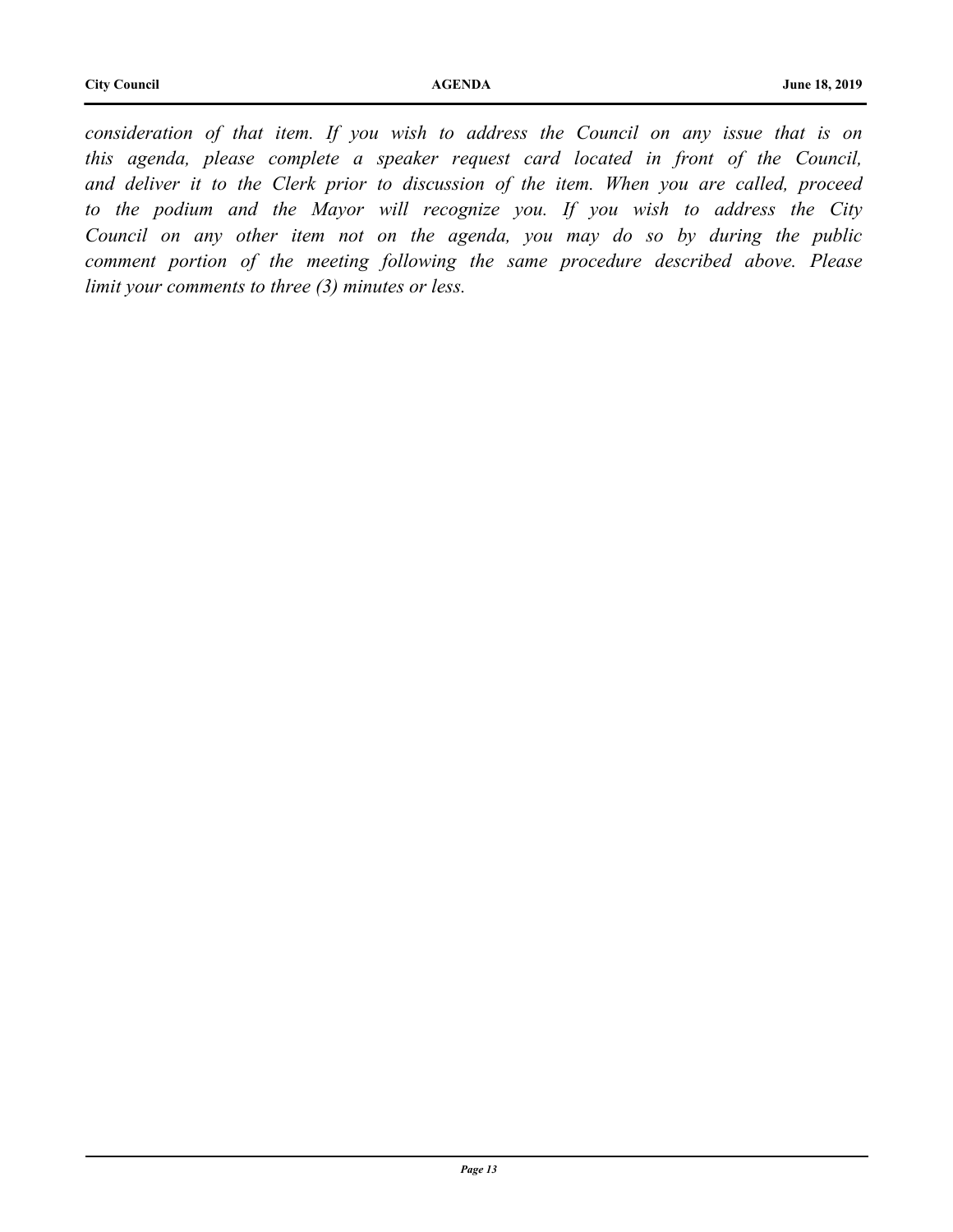*consideration of that item. If you wish to address the Council on any issue that is on this agenda, please complete a speaker request card located in front of the Council, and deliver it to the Clerk prior to discussion of the item. When you are called, proceed to the podium and the Mayor will recognize you. If you wish to address the City Council on any other item not on the agenda, you may do so by during the public comment portion of the meeting following the same procedure described above. Please limit your comments to three (3) minutes or less.*